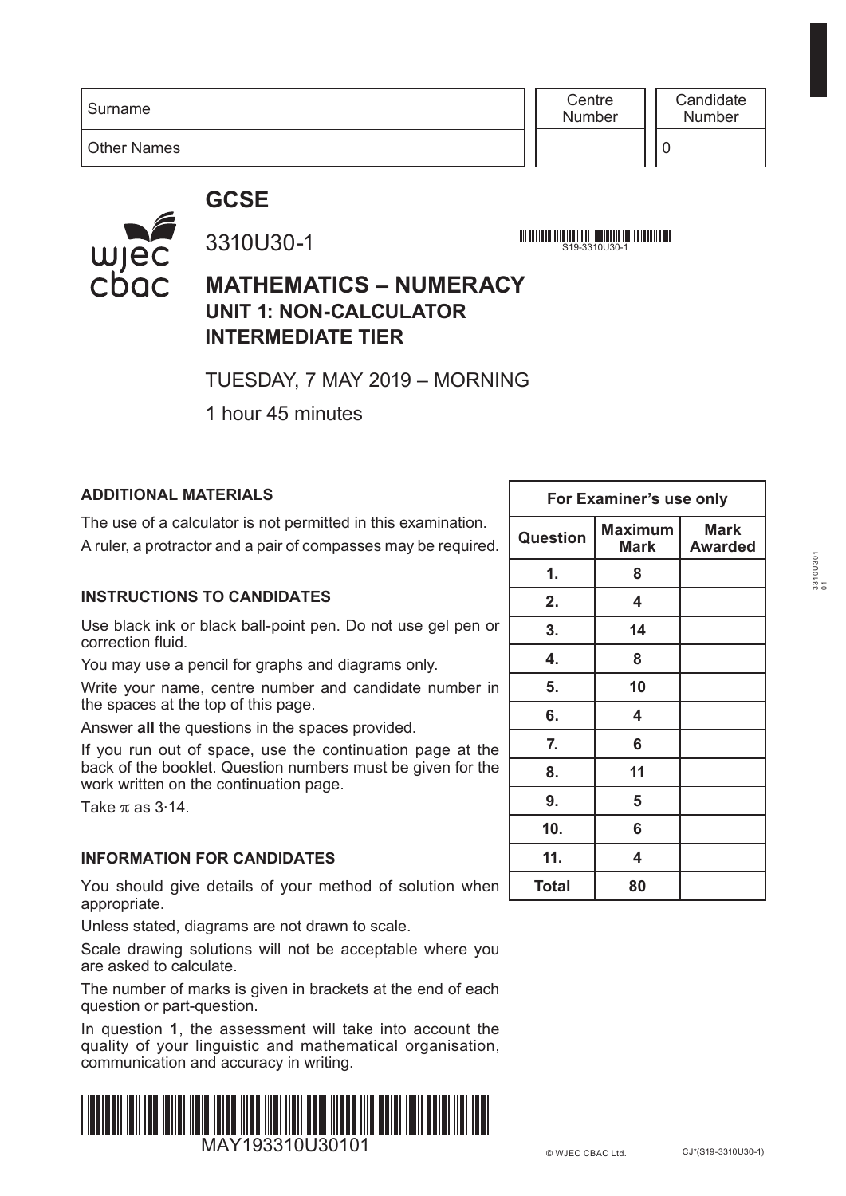| Surname | Centre Number | Candidate Number |
|---|---|---|
| Other Names | | 0 |

# GCSE

3310U30-1

S19-3310U30-1

# MATHEMATICS – NUMERACY
## UNIT 1: NON-CALCULATOR
## INTERMEDIATE TIER

TUESDAY, 7 MAY 2019 – MORNING

1 hour 45 minutes

### ADDITIONAL MATERIALS

The use of a calculator is not permitted in this examination.
A ruler, a protractor and a pair of compasses may be required.

### INSTRUCTIONS TO CANDIDATES

Use black ink or black ball-point pen. Do not use gel pen or correction fluid.

You may use a pencil for graphs and diagrams only.

Write your name, centre number and candidate number in the spaces at the top of this page.

Answer **all** the questions in the spaces provided.

If you run out of space, use the continuation page at the back of the booklet. Question numbers must be given for the work written on the continuation page.

Take $\pi$ as 3·14.

### INFORMATION FOR CANDIDATES

You should give details of your method of solution when appropriate.

Unless stated, diagrams are not drawn to scale.

Scale drawing solutions will not be acceptable where you are asked to calculate.

The number of marks is given in brackets at the end of each question or part-question.

In question **1**, the assessment will take into account the quality of your linguistic and mathematical organisation, communication and accuracy in writing.

| For Examiner's use only | | |
|---|---|---|
| **Question** | **Maximum Mark** | **Mark Awarded** |
| **1.** | **8** | |
| **2.** | **4** | |
| **3.** | **14** | |
| **4.** | **8** | |
| **5.** | **10** | |
| **6.** | **4** | |
| **7.** | **6** | |
| **8.** | **11** | |
| **9.** | **5** | |
| **10.** | **6** | |
| **11.** | **4** | |
| **Total** | **80** | |

MAY193310U30101

© WJEC CBAC Ltd. CJ*(S19-3310U30-1)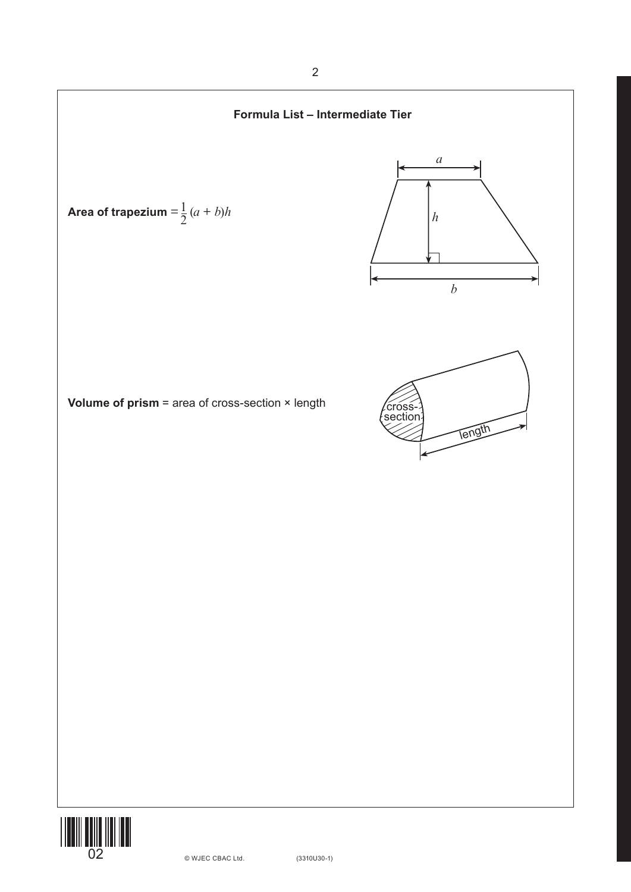## Formula List – Intermediate Tier

**Area of trapezium** $= \frac{1}{2}(a + b)h$

**Volume of prism** = area of cross-section × length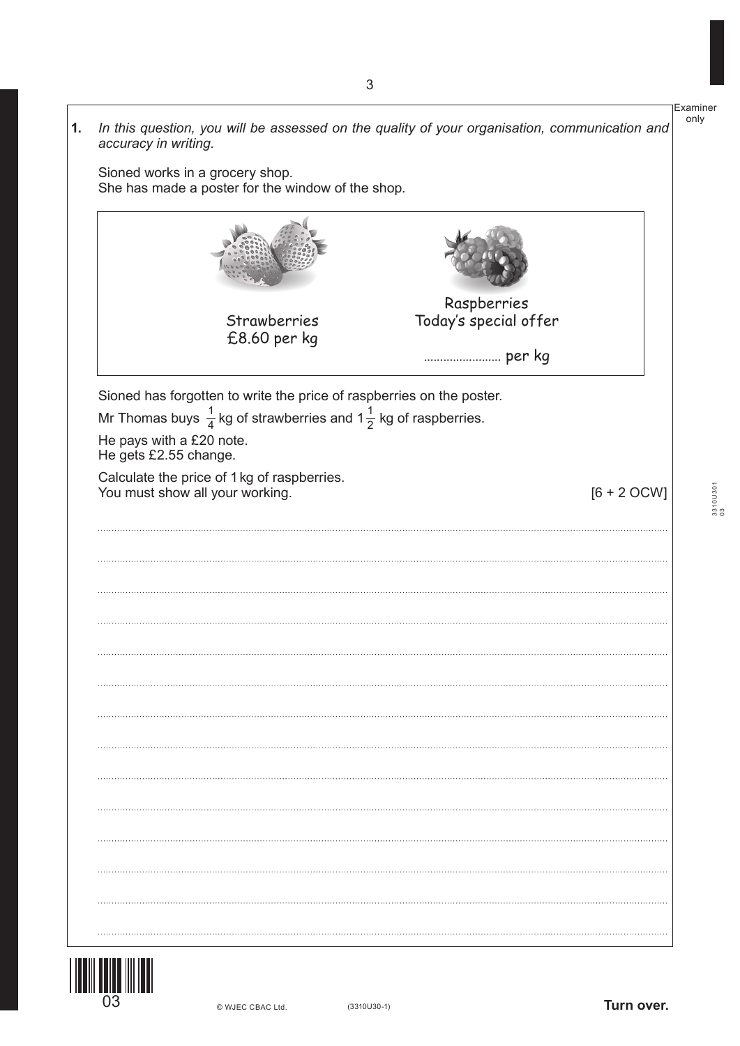**1.** *In this question, you will be assessed on the quality of your organisation, communication and accuracy in writing.*

Sioned works in a grocery shop.
She has made a poster for the window of the shop.

| Strawberries | Raspberries |
|---|---|
| £8.60 per kg | Today's special offer |
| | ........................ per kg |

Sioned has forgotten to write the price of raspberries on the poster.

Mr Thomas buys $\frac{1}{4}$ kg of strawberries and $1\frac{1}{2}$ kg of raspberries.

He pays with a £20 note.
He gets £2.55 change.

Calculate the price of 1 kg of raspberries.
You must show all your working. [6 + 2 OCW]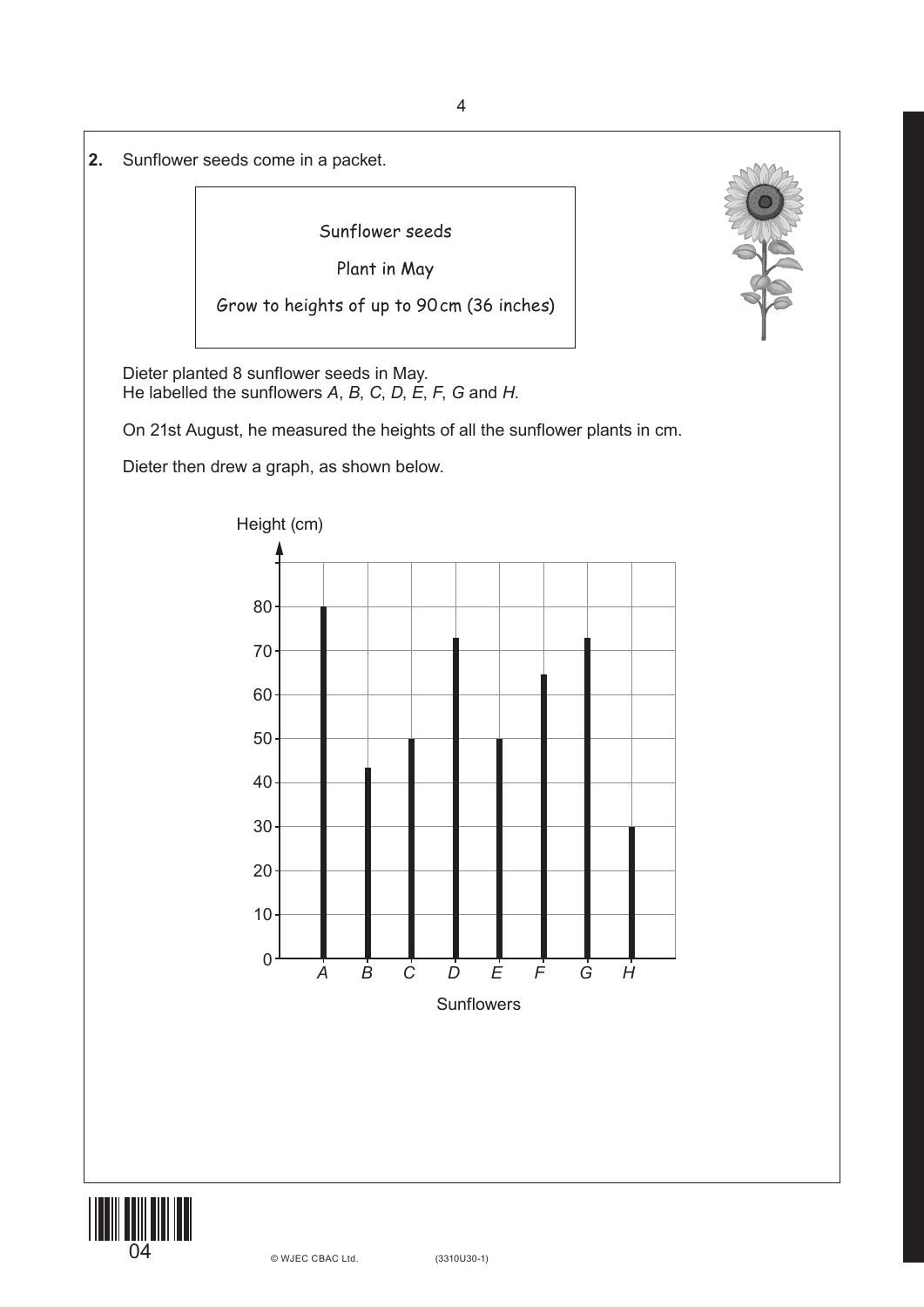**2.** Sunflower seeds come in a packet.

> Sunflower seeds
>
> Plant in May
>
> Grow to heights of up to 90 cm (36 inches)

Dieter planted 8 sunflower seeds in May.
He labelled the sunflowers *A*, *B*, *C*, *D*, *E*, *F*, *G* and *H*.

On 21st August, he measured the heights of all the sunflower plants in cm.

Dieter then drew a graph, as shown below.

Height (cm)

0, 10, 20, 30, 40, 50, 60, 70, 80

*A* *B* *C* *D* *E* *F* *G* *H*

Sunflowers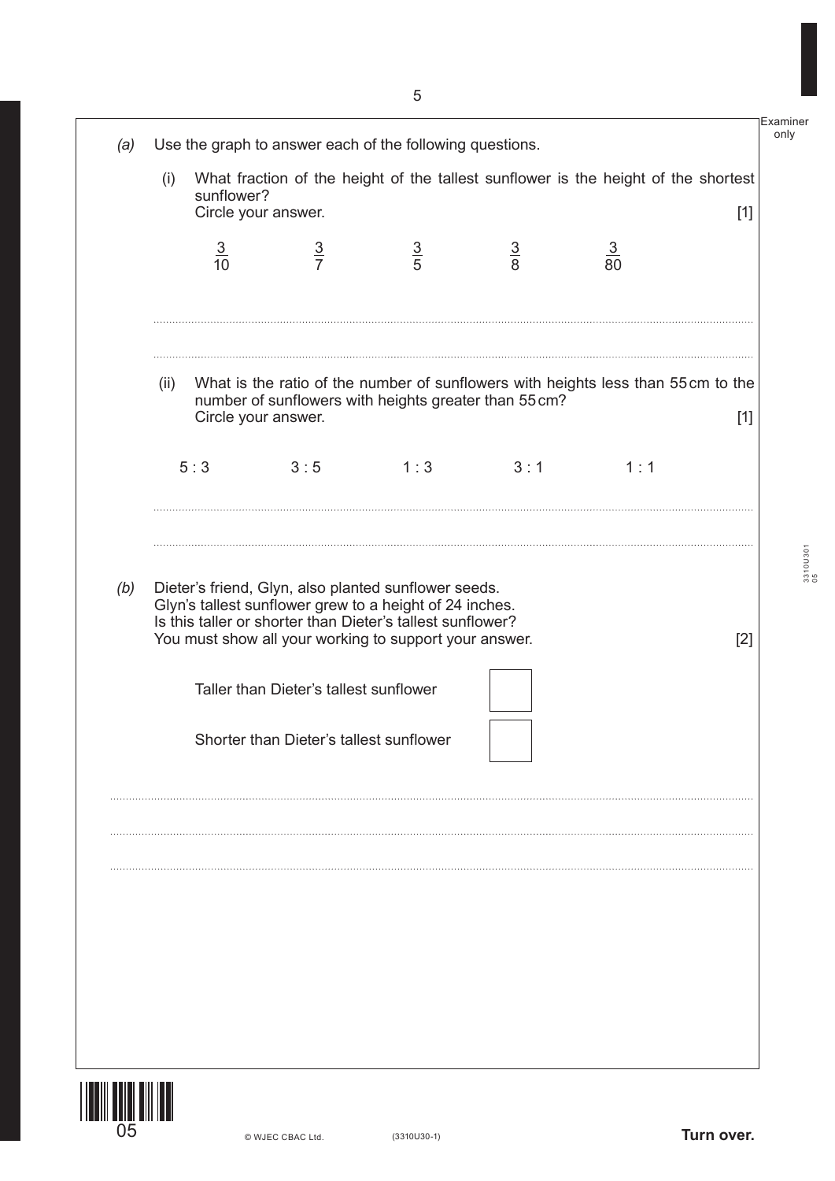*(a)* Use the graph to answer each of the following questions.

(i) What fraction of the height of the tallest sunflower is the height of the shortest sunflower?
Circle your answer. [1]

$\frac{3}{10}$ $\frac{3}{7}$ $\frac{3}{5}$ $\frac{3}{8}$ $\frac{3}{80}$

..............................................................................................................................................

..............................................................................................................................................

(ii) What is the ratio of the number of sunflowers with heights less than 55 cm to the number of sunflowers with heights greater than 55 cm?
Circle your answer. [1]

5 : 3 3 : 5 1 : 3 3 : 1 1 : 1

..............................................................................................................................................

..............................................................................................................................................

*(b)* Dieter's friend, Glyn, also planted sunflower seeds.
Glyn's tallest sunflower grew to a height of 24 inches.
Is this taller or shorter than Dieter's tallest sunflower?
You must show all your working to support your answer. [2]

Taller than Dieter's tallest sunflower ☐

Shorter than Dieter's tallest sunflower ☐

..............................................................................................................................................

..............................................................................................................................................

..............................................................................................................................................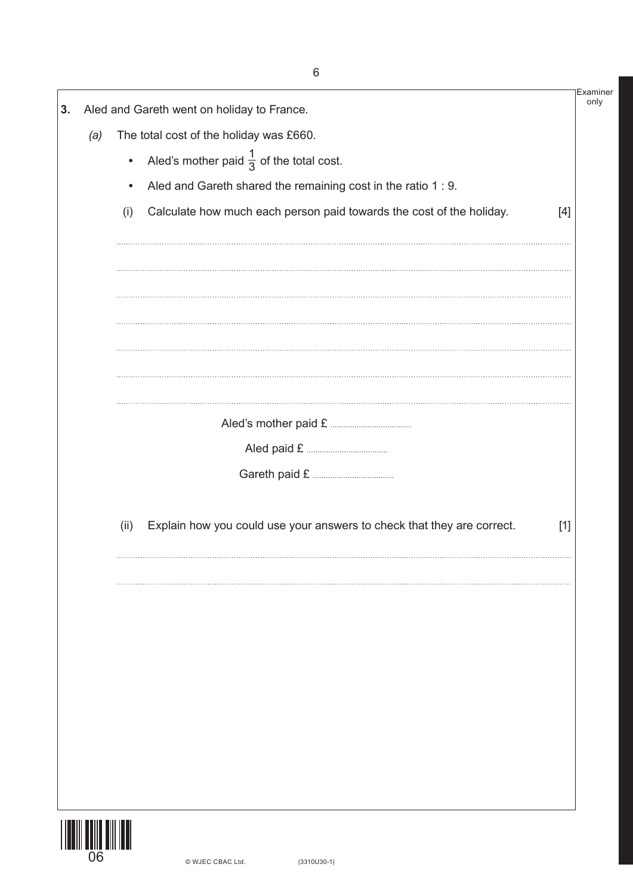**3.** Aled and Gareth went on holiday to France.

*(a)* The total cost of the holiday was £660.

- Aled's mother paid $\frac{1}{3}$ of the total cost.
- Aled and Gareth shared the remaining cost in the ratio 1 : 9.

(i) Calculate how much each person paid towards the cost of the holiday. [4]

..............................................................................................................................................

..............................................................................................................................................

..............................................................................................................................................

..............................................................................................................................................

..............................................................................................................................................

..............................................................................................................................................

..............................................................................................................................................

Aled's mother paid £ ....................................

Aled paid £ ....................................

Gareth paid £ ....................................

(ii) Explain how you could use your answers to check that they are correct. [1]

..............................................................................................................................................

..............................................................................................................................................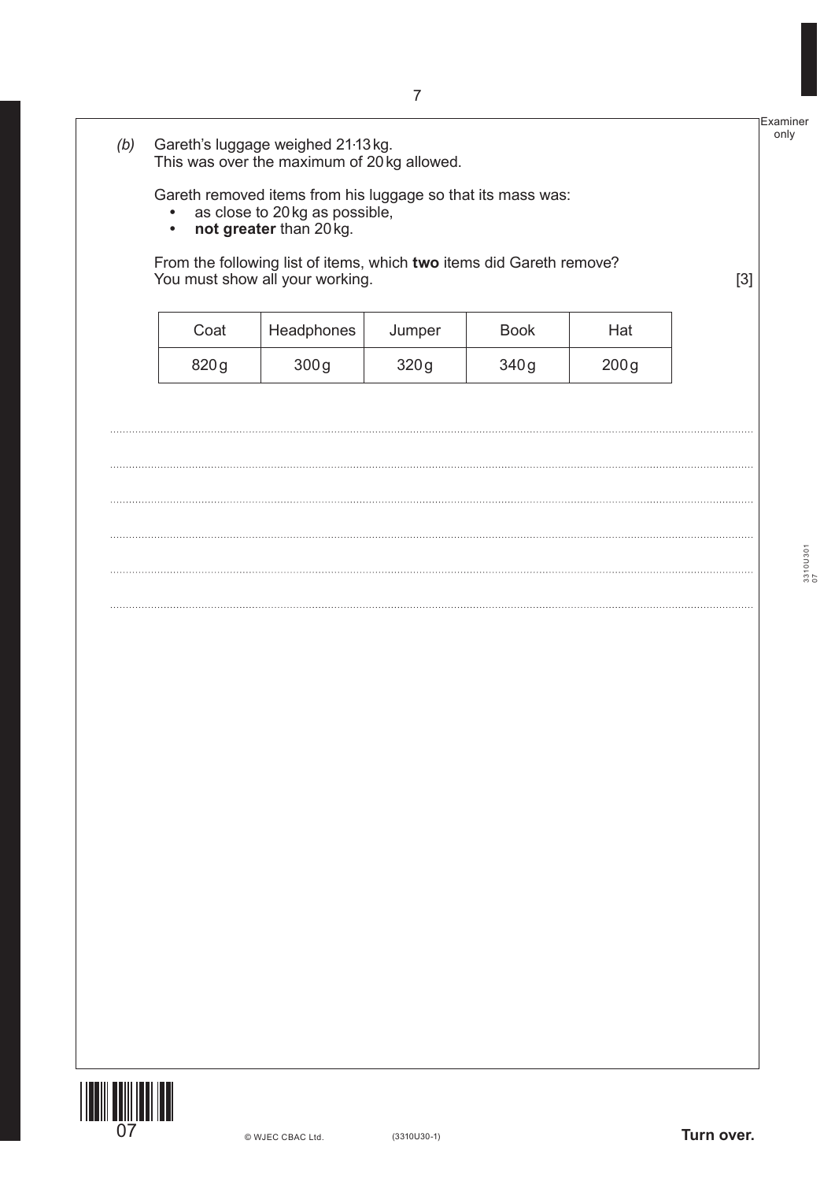*(b)* Gareth's luggage weighed 21·13 kg.
This was over the maximum of 20 kg allowed.

Gareth removed items from his luggage so that its mass was:
- as close to 20 kg as possible,
- **not greater** than 20 kg.

From the following list of items, which **two** items did Gareth remove?
You must show all your working. [3]

| Coat | Headphones | Jumper | Book | Hat |
|---|---|---|---|---|
| 820 g | 300 g | 320 g | 340 g | 200 g |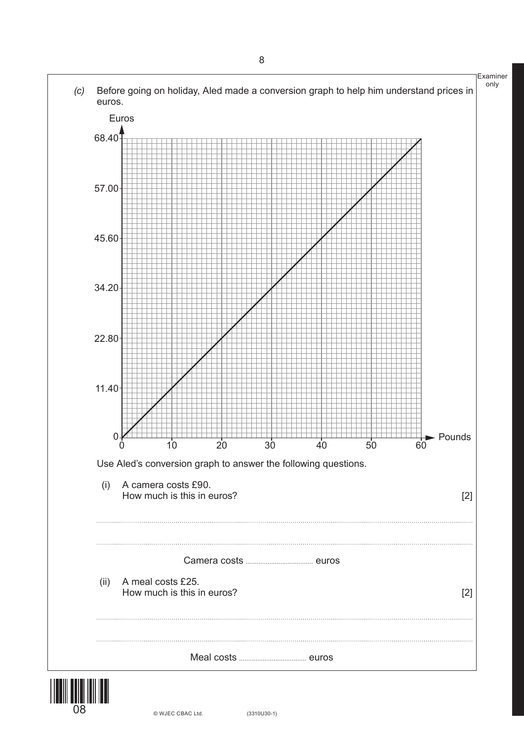*(c)* Before going on holiday, Aled made a conversion graph to help him understand prices in euros.

Use Aled's conversion graph to answer the following questions.

(i) A camera costs £90.
How much is this in euros? [2]

..............................................................................................................................................

..............................................................................................................................................

Camera costs .................................. euros

(ii) A meal costs £25.
How much is this in euros? [2]

..............................................................................................................................................

..............................................................................................................................................

Meal costs .................................. euros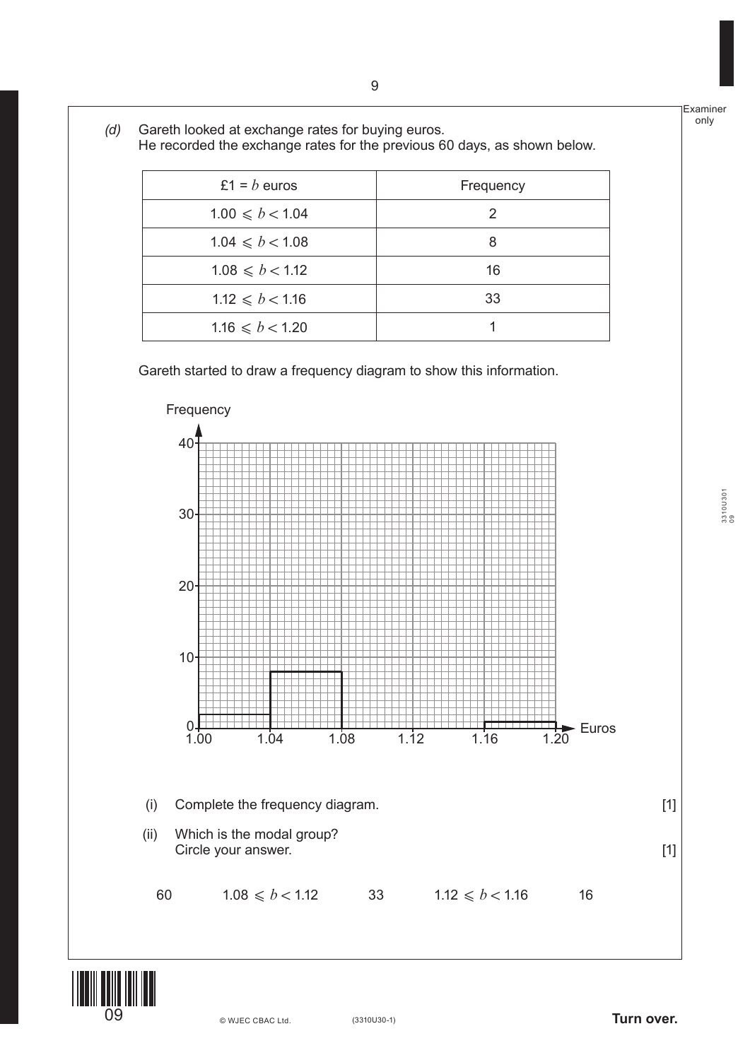*(d)* Gareth looked at exchange rates for buying euros.
He recorded the exchange rates for the previous 60 days, as shown below.

| £1 = $b$ euros | Frequency |
| --- | --- |
| $1.00 \leqslant b < 1.04$ | 2 |
| $1.04 \leqslant b < 1.08$ | 8 |
| $1.08 \leqslant b < 1.12$ | 16 |
| $1.12 \leqslant b < 1.16$ | 33 |
| $1.16 \leqslant b < 1.20$ | 1 |

Gareth started to draw a frequency diagram to show this information.

(i) Complete the frequency diagram. [1]

(ii) Which is the modal group?
Circle your answer. [1]

60 $\qquad$ $1.08 \leqslant b < 1.12$ $\qquad$ 33 $\qquad$ $1.12 \leqslant b < 1.16$ $\qquad$ 16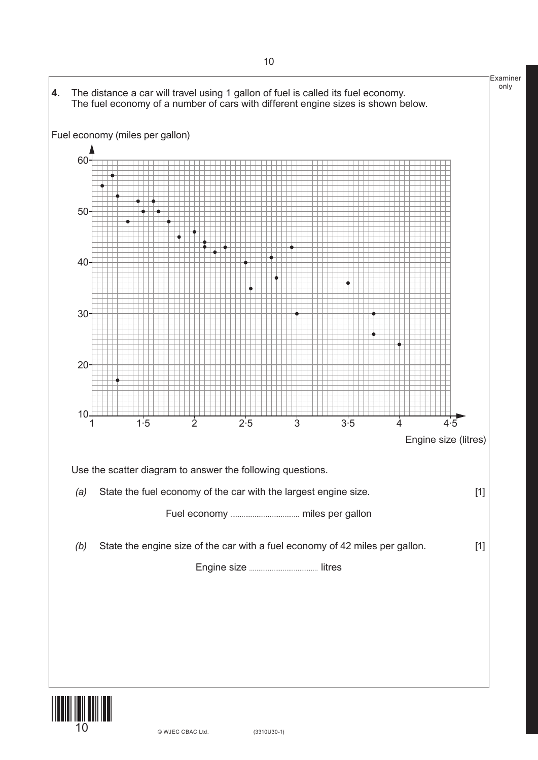**4.** The distance a car will travel using 1 gallon of fuel is called its fuel economy.
The fuel economy of a number of cars with different engine sizes is shown below.

Use the scatter diagram to answer the following questions.

*(a)* State the fuel economy of the car with the largest engine size. [1]

Fuel economy .................................... miles per gallon

*(b)* State the engine size of the car with a fuel economy of 42 miles per gallon. [1]

Engine size .................................... litres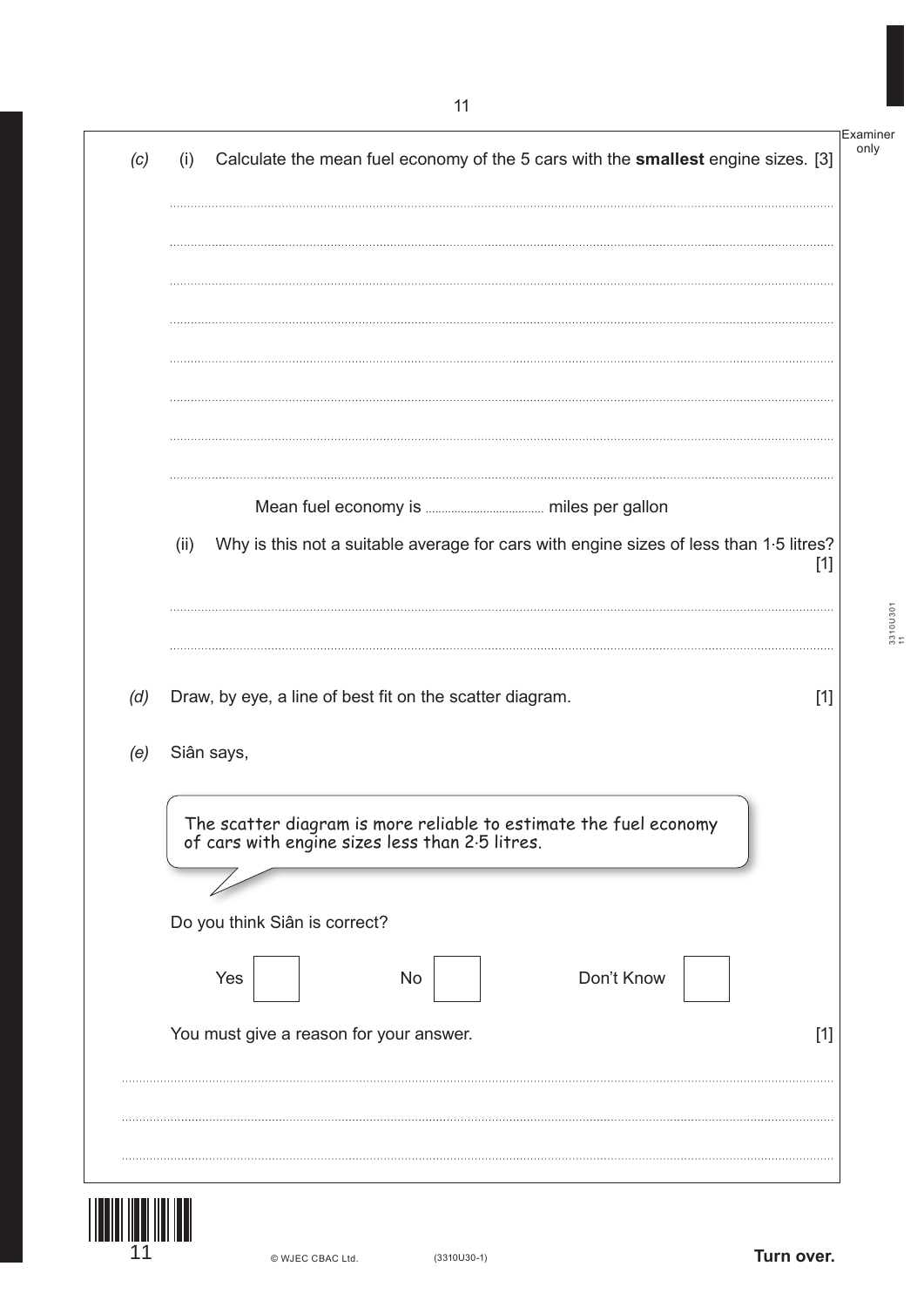(c) (i) Calculate the mean fuel economy of the 5 cars with the **smallest** engine sizes. [3]

Mean fuel economy is .................................... miles per gallon

(ii) Why is this not a suitable average for cars with engine sizes of less than 1·5 litres? [1]

(d) Draw, by eye, a line of best fit on the scatter diagram. [1]

(e) Siân says,

> The scatter diagram is more reliable to estimate the fuel economy of cars with engine sizes less than 2·5 litres.

Do you think Siân is correct?

Yes ☐ No ☐ Don't Know ☐

You must give a reason for your answer. [1]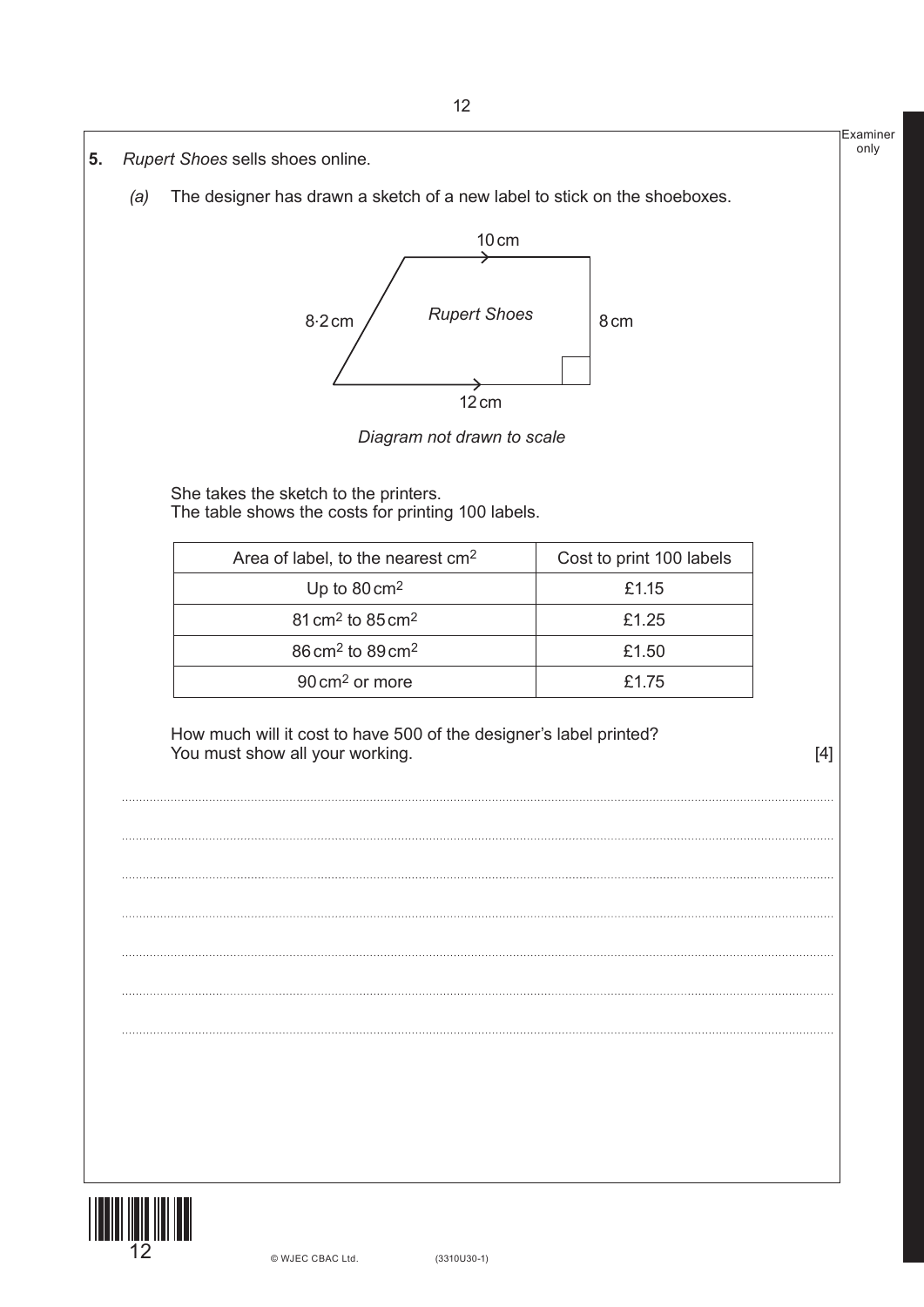**5.** *Rupert Shoes* sells shoes online.

*(a)* The designer has drawn a sketch of a new label to stick on the shoeboxes.

10 cm

8·2 cm *Rupert Shoes* 8 cm

12 cm

*Diagram not drawn to scale*

She takes the sketch to the printers.
The table shows the costs for printing 100 labels.

| Area of label, to the nearest $cm^2$ | Cost to print 100 labels |
|---|---|
| Up to $80\,cm^2$ | £1.15 |
| $81\,cm^2$ to $85\,cm^2$ | £1.25 |
| $86\,cm^2$ to $89\,cm^2$ | £1.50 |
| $90\,cm^2$ or more | £1.75 |

How much will it cost to have 500 of the designer's label printed?
You must show all your working. [4]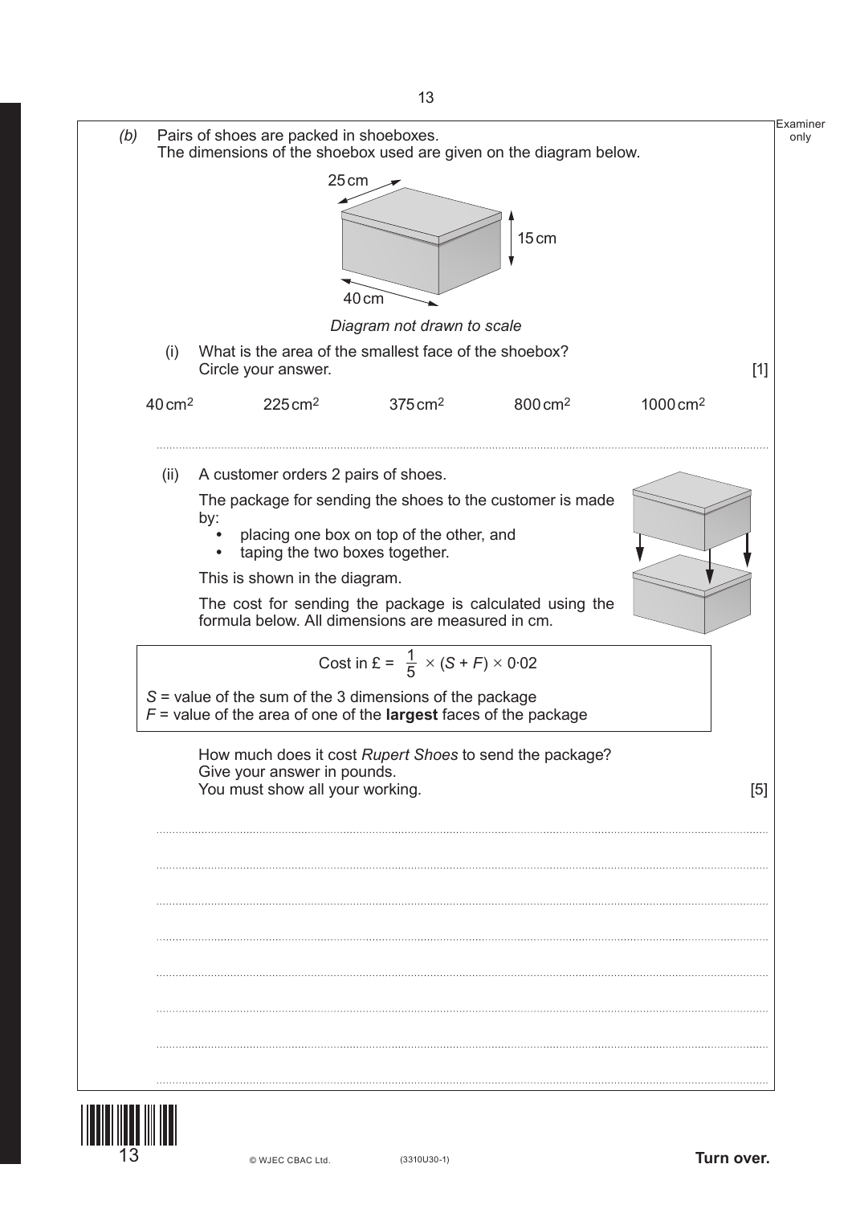*(b)* Pairs of shoes are packed in shoeboxes.
The dimensions of the shoebox used are given on the diagram below.

25 cm

15 cm

40 cm

*Diagram not drawn to scale*

(i) What is the area of the smallest face of the shoebox?
Circle your answer. [1]

$40\,\text{cm}^2$ $225\,\text{cm}^2$ $375\,\text{cm}^2$ $800\,\text{cm}^2$ $1000\,\text{cm}^2$

(ii) A customer orders 2 pairs of shoes.

The package for sending the shoes to the customer is made by:

- placing one box on top of the other, and
- taping the two boxes together.

This is shown in the diagram.

The cost for sending the package is calculated using the formula below. All dimensions are measured in cm.

$$\text{Cost in £} = \frac{1}{5} \times (S + F) \times 0{\cdot}02$$

$S$ = value of the sum of the 3 dimensions of the package
$F$ = value of the area of one of the **largest** faces of the package

How much does it cost *Rupert Shoes* to send the package?
Give your answer in pounds.
You must show all your working. [5]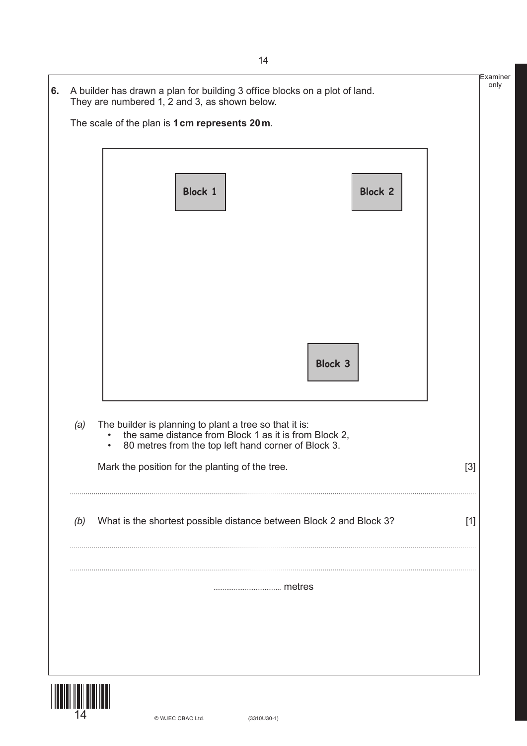**6.** A builder has drawn a plan for building 3 office blocks on a plot of land. They are numbered 1, 2 and 3, as shown below.

The scale of the plan is **1 cm represents 20 m**.

Block 1

Block 2

Block 3

*(a)* The builder is planning to plant a tree so that it is:

- the same distance from Block 1 as it is from Block 2,
- 80 metres from the top left hand corner of Block 3.

Mark the position for the planting of the tree. [3]

*(b)* What is the shortest possible distance between Block 2 and Block 3? [1]

.................................. metres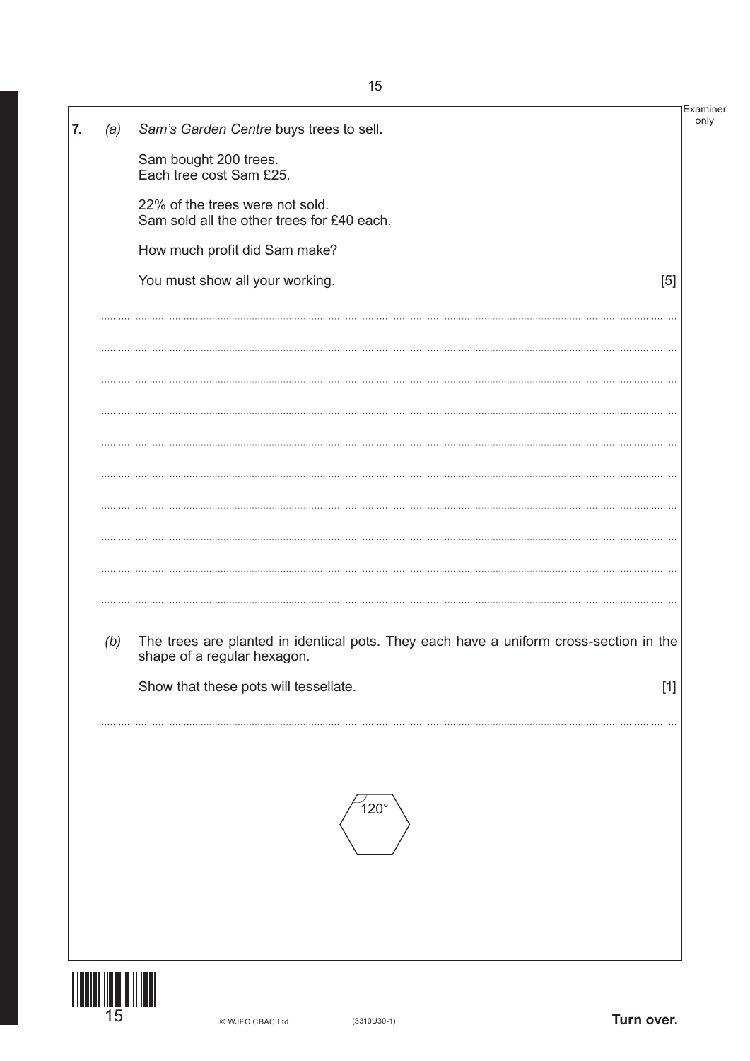**7.** *(a)* *Sam's Garden Centre* buys trees to sell.

Sam bought 200 trees.
Each tree cost Sam £25.

22% of the trees were not sold.
Sam sold all the other trees for £40 each.

How much profit did Sam make?

You must show all your working. [5]

*(b)* The trees are planted in identical pots. They each have a uniform cross-section in the shape of a regular hexagon.

Show that these pots will tessellate. [1]

120°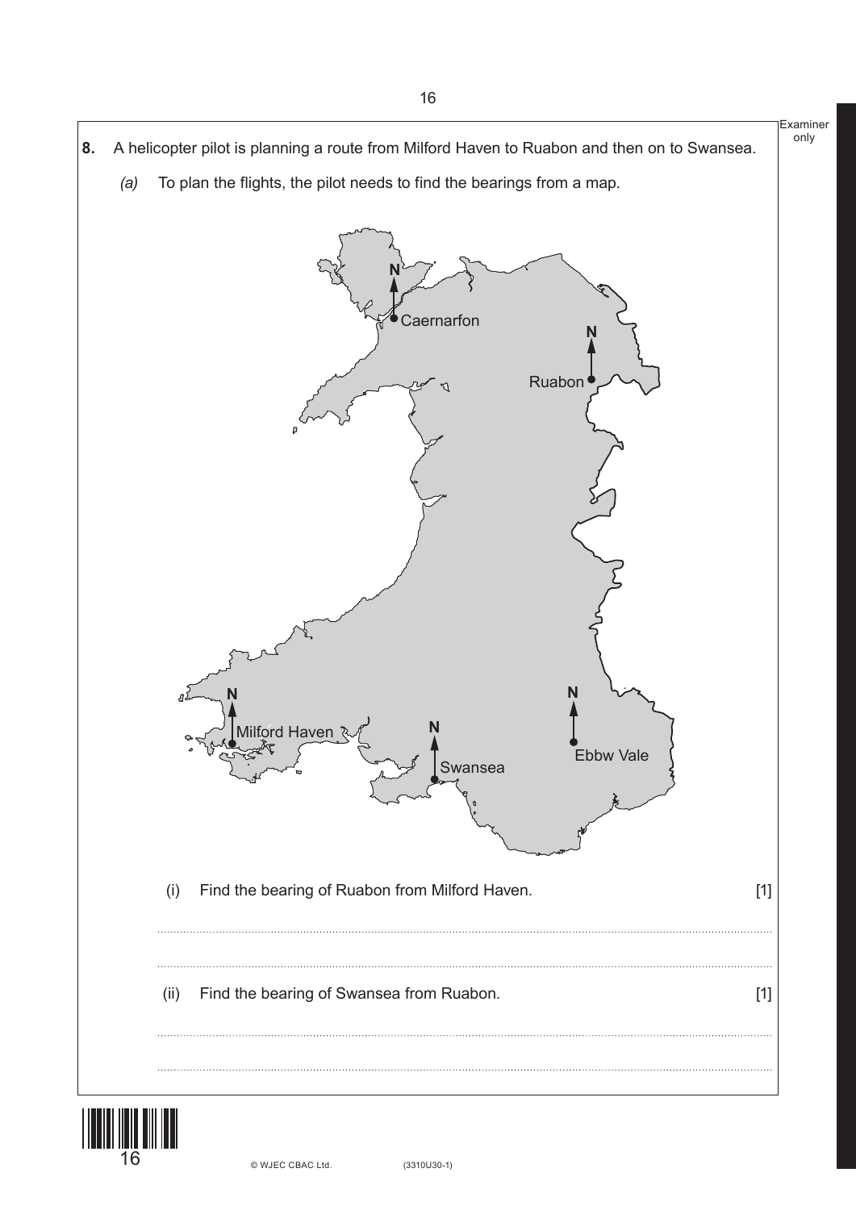**8.** A helicopter pilot is planning a route from Milford Haven to Ruabon and then on to Swansea.

*(a)* To plan the flights, the pilot needs to find the bearings from a map.

(i) Find the bearing of Ruabon from Milford Haven. [1]

..............................................................................................................................................

..............................................................................................................................................

(ii) Find the bearing of Swansea from Ruabon. [1]

..............................................................................................................................................

..............................................................................................................................................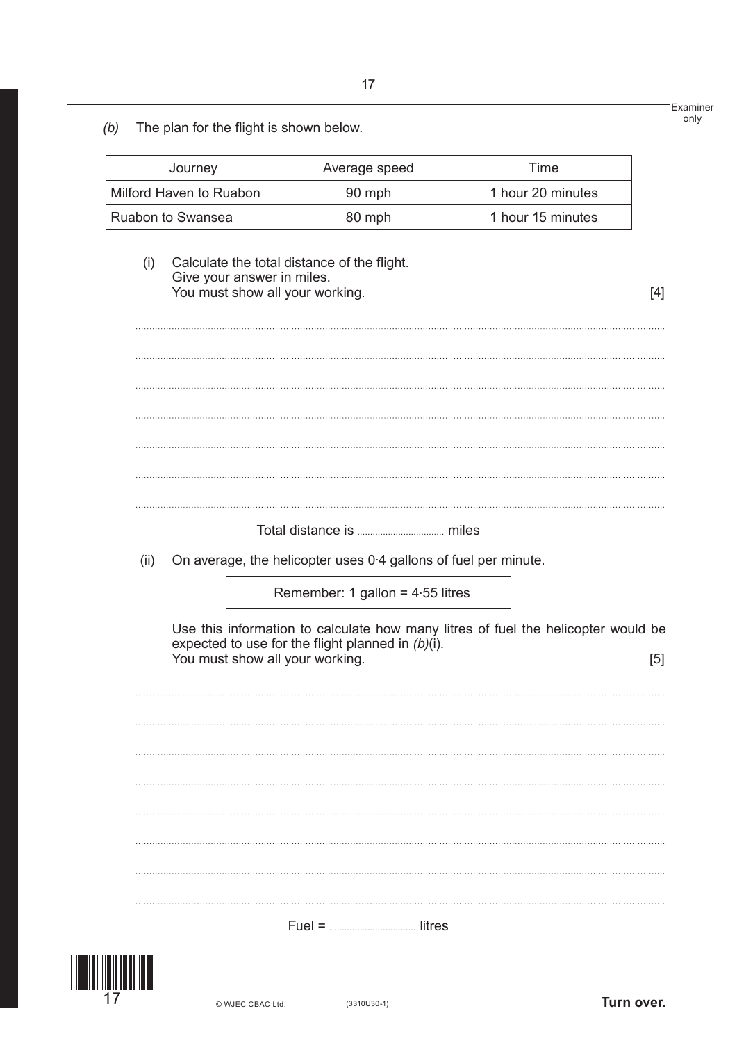(b) The plan for the flight is shown below.

| Journey | Average speed | Time |
| --- | --- | --- |
| Milford Haven to Ruabon | 90 mph | 1 hour 20 minutes |
| Ruabon to Swansea | 80 mph | 1 hour 15 minutes |

(i) Calculate the total distance of the flight.
Give your answer in miles.
You must show all your working. [4]

Total distance is .................................. miles

(ii) On average, the helicopter uses 0·4 gallons of fuel per minute.

Remember: 1 gallon = 4·55 litres

Use this information to calculate how many litres of fuel the helicopter would be expected to use for the flight planned in *(b)*(i).
You must show all your working. [5]

Fuel = .................................. litres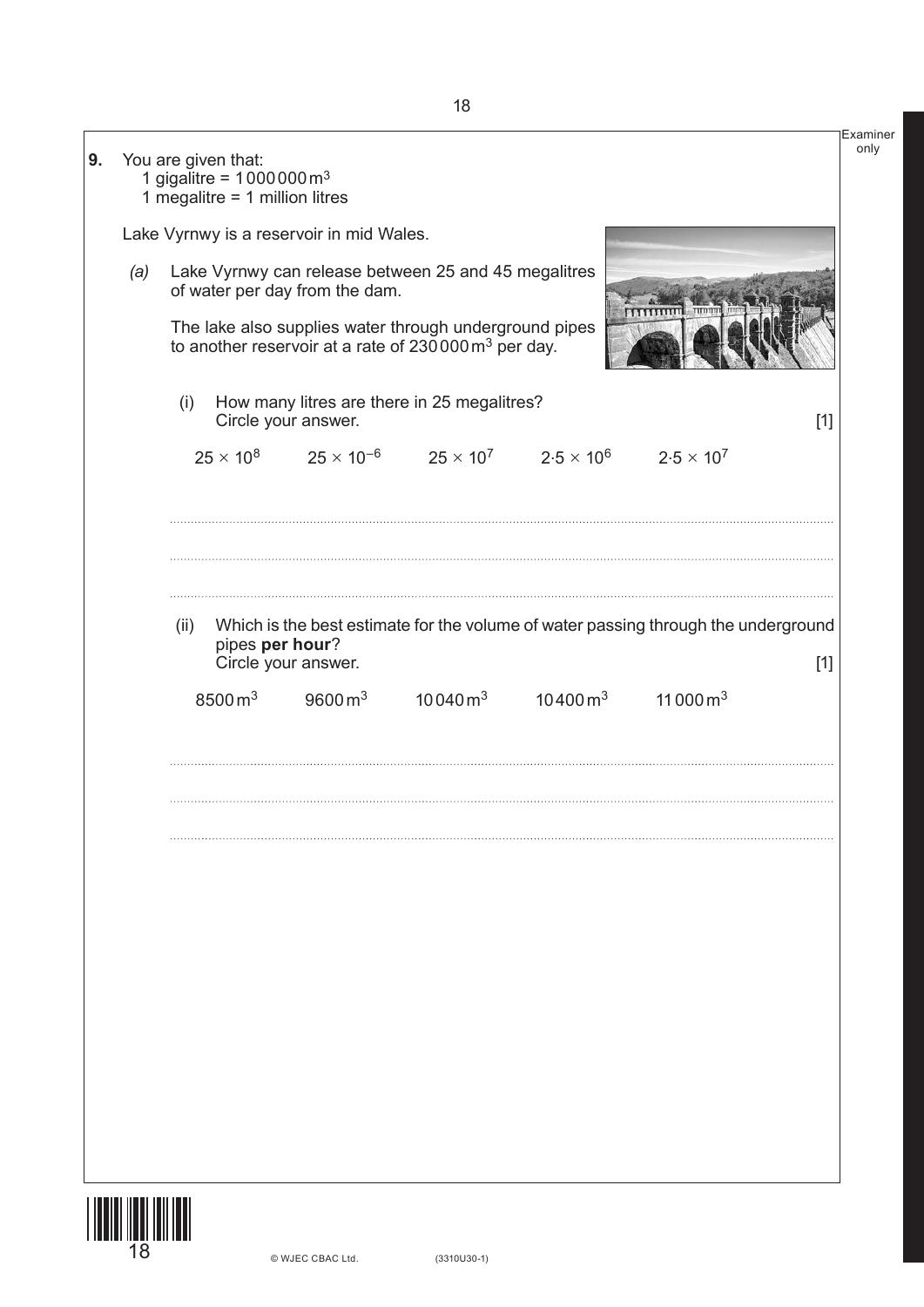**9.** You are given that:

1 gigalitre = 1 000 000 $m^3$

1 megalitre = 1 million litres

Lake Vyrnwy is a reservoir in mid Wales.

*(a)* Lake Vyrnwy can release between 25 and 45 megalitres of water per day from the dam.

The lake also supplies water through underground pipes to another reservoir at a rate of 230 000 $m^3$ per day.

(i) How many litres are there in 25 megalitres?
Circle your answer. [1]

$25 \times 10^8$ $\quad$ $25 \times 10^{-6}$ $\quad$ $25 \times 10^7$ $\quad$ $2{\cdot}5 \times 10^6$ $\quad$ $2{\cdot}5 \times 10^7$

.......................................................................................................................................

.......................................................................................................................................

.......................................................................................................................................

(ii) Which is the best estimate for the volume of water passing through the underground pipes **per hour**?
Circle your answer. [1]

8500 $m^3$ $\quad$ 9600 $m^3$ $\quad$ 10 040 $m^3$ $\quad$ 10 400 $m^3$ $\quad$ 11 000 $m^3$

.......................................................................................................................................

.......................................................................................................................................

.......................................................................................................................................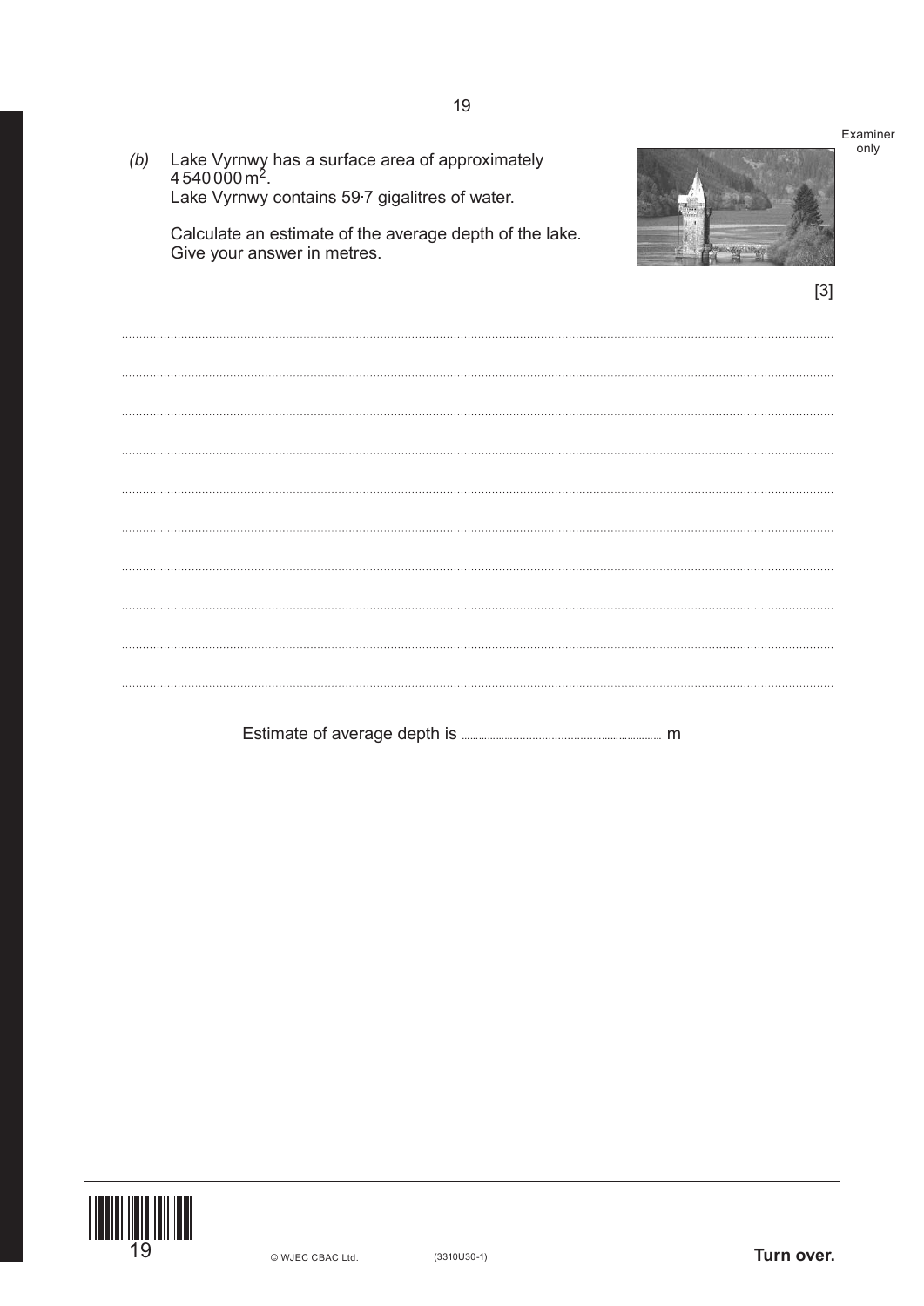(b) Lake Vyrnwy has a surface area of approximately $4\,540\,000\,\text{m}^2$.
Lake Vyrnwy contains 59·7 gigalitres of water.

Calculate an estimate of the average depth of the lake.
Give your answer in metres.

[3]

Estimate of average depth is .................................. m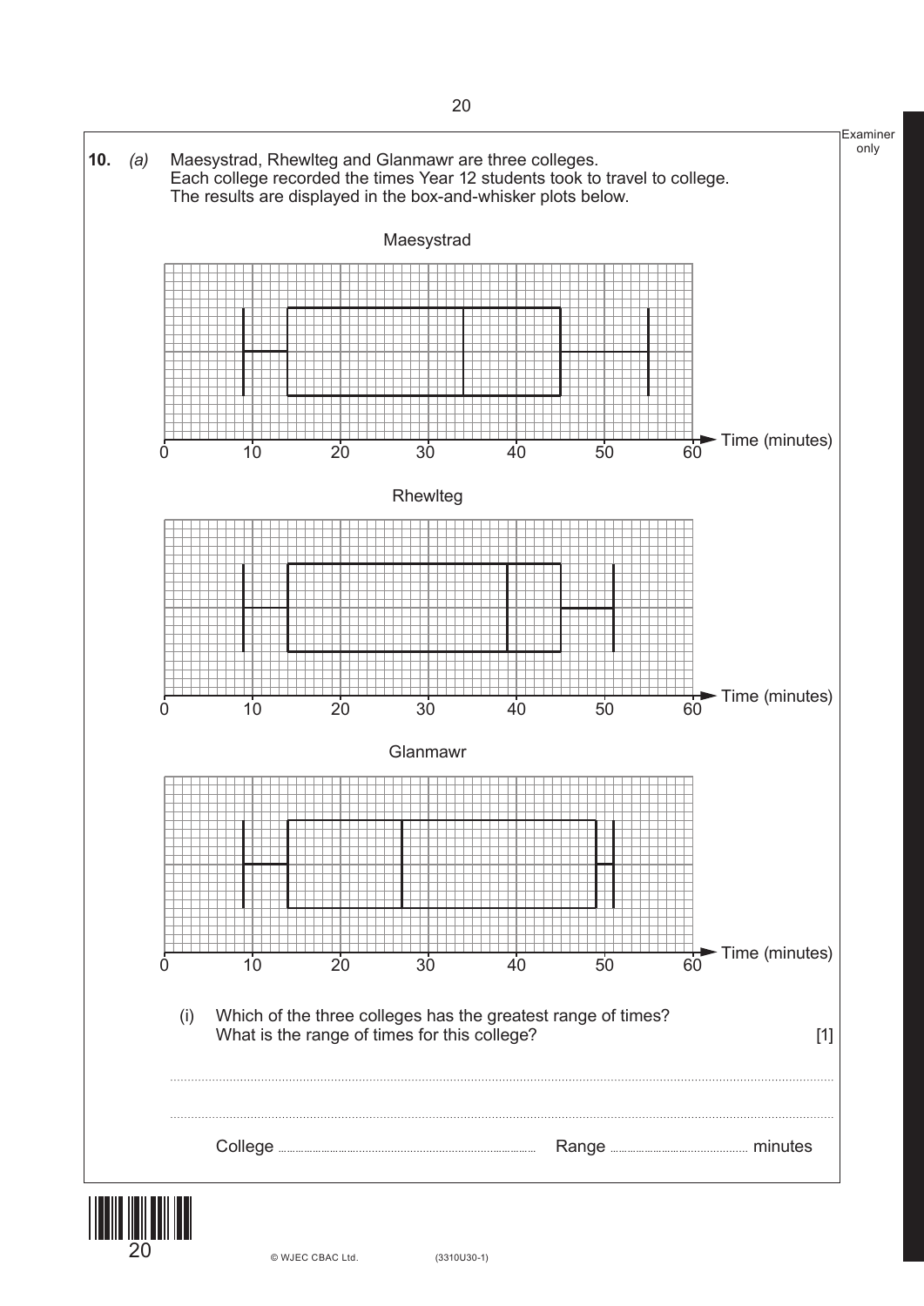**10.** *(a)* Maesystrad, Rhewlteg and Glanmawr are three colleges.
Each college recorded the times Year 12 students took to travel to college.
The results are displayed in the box-and-whisker plots below.

Maesystrad

Time (minutes)

Rhewlteg

Time (minutes)

Glanmawr

Time (minutes)

(i) Which of the three colleges has the greatest range of times?
What is the range of times for this college? [1]

..............................................................................................................................................................

..............................................................................................................................................................

College .................................................. Range .............................. minutes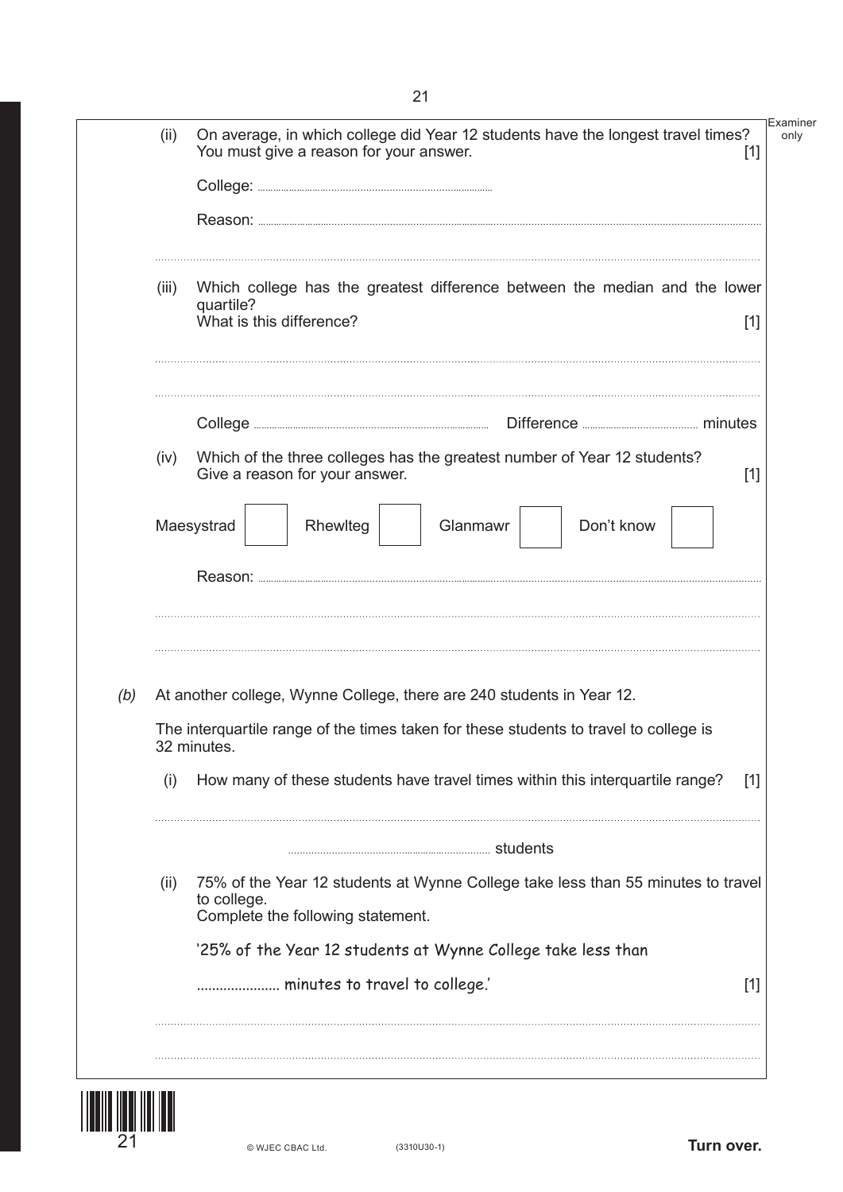(ii) On average, in which college did Year 12 students have the longest travel times? You must give a reason for your answer. [1]

College: ..........................................

Reason: ..........................................

..........................................

(iii) Which college has the greatest difference between the median and the lower quartile?
What is this difference? [1]

..........................................

..........................................

College .......................................... Difference .......................... minutes

(iv) Which of the three colleges has the greatest number of Year 12 students?
Give a reason for your answer. [1]

Maesystrad ☐ Rhewlteg ☐ Glanmawr ☐ Don't know ☐

Reason: ..........................................

..........................................

..........................................

*(b)* At another college, Wynne College, there are 240 students in Year 12.

The interquartile range of the times taken for these students to travel to college is 32 minutes.

(i) How many of these students have travel times within this interquartile range? [1]

..........................................

.......................................... students

(ii) 75% of the Year 12 students at Wynne College take less than 55 minutes to travel to college.
Complete the following statement.

'25% of the Year 12 students at Wynne College take less than

...................... minutes to travel to college.' [1]

..........................................

..........................................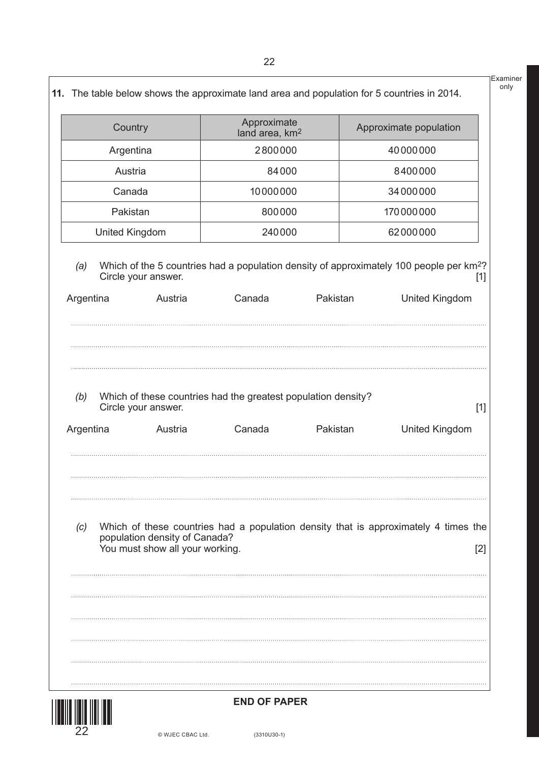**11.** The table below shows the approximate land area and population for 5 countries in 2014.

| Country | Approximate land area, $km^2$ | Approximate population |
|---|---|---|
| Argentina | 2800000 | 40000000 |
| Austria | 84000 | 8400000 |
| Canada | 10000000 | 34000000 |
| Pakistan | 800000 | 170000000 |
| United Kingdom | 240000 | 62000000 |

*(a)* Which of the 5 countries had a population density of approximately 100 people per $km^2$? Circle your answer. [1]

Argentina Austria Canada Pakistan United Kingdom

*(b)* Which of these countries had the greatest population density? Circle your answer. [1]

Argentina Austria Canada Pakistan United Kingdom

*(c)* Which of these countries had a population density that is approximately 4 times the population density of Canada? You must show all your working. [2]

**END OF PAPER**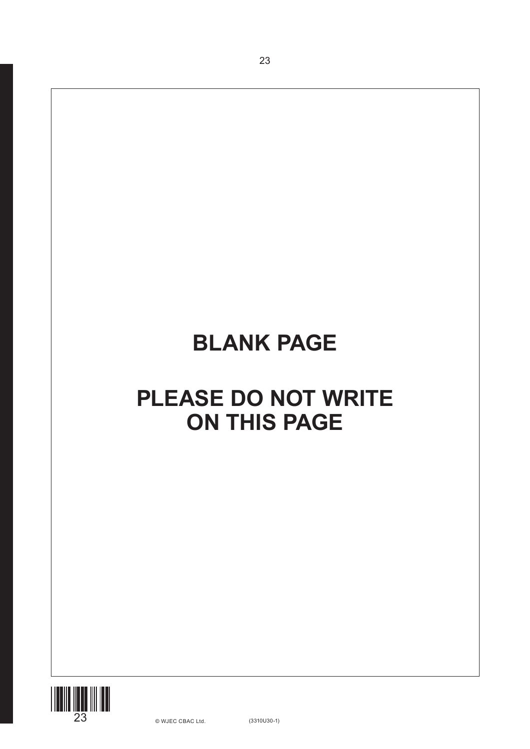**BLANK PAGE**

**PLEASE DO NOT WRITE ON THIS PAGE**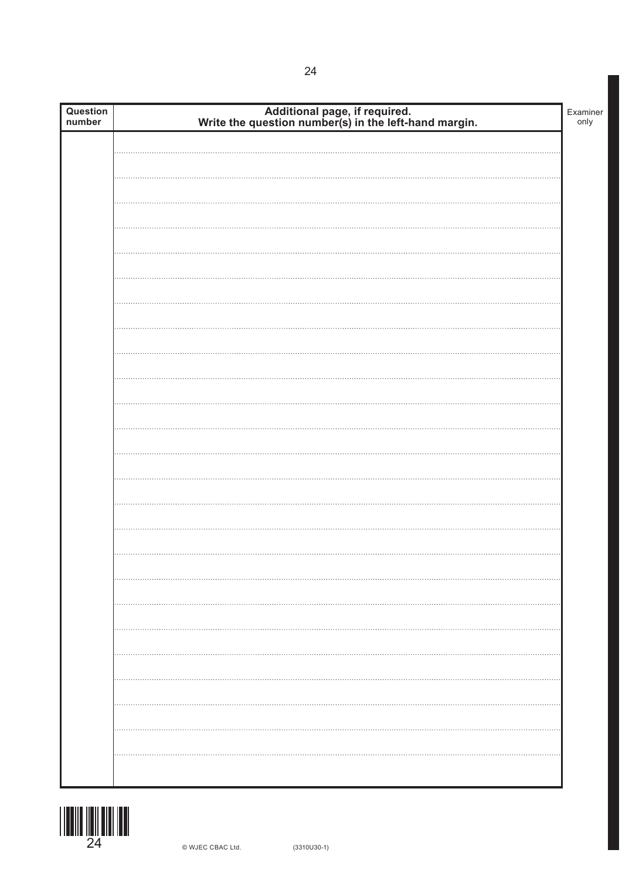| Question number | Additional page, if required. Write the question number(s) in the left-hand margin. |
| --- | --- |
| | |

Examiner only

© WJEC CBAC Ltd. (3310U30-1)